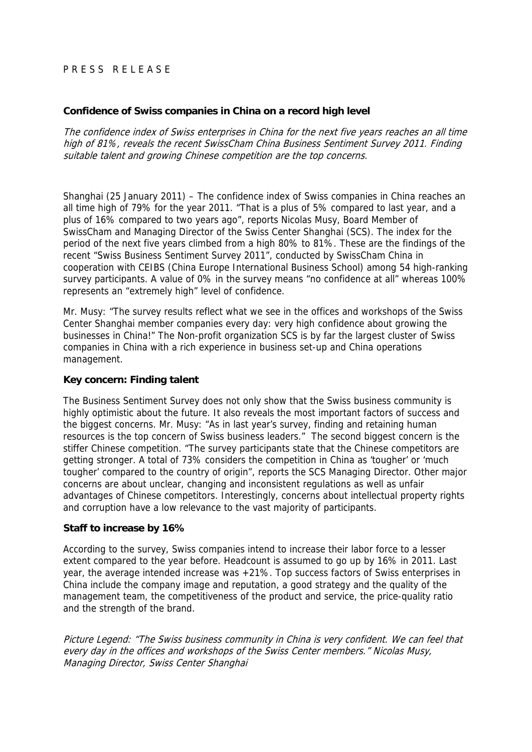P R E S S   R E L E A S E

**Confidence of Swiss companies in China on a record high level**

*The confidence index of Swiss enterprises in China for the next five years reaches an all time high of 81%, reveals the recent SwissCham China Business Sentiment Survey 2011. Finding suitable talent and growing Chinese competition are the top concerns.*

Shanghai (25 January 2011) – The confidence index of Swiss companies in China reaches an all time high of 79% for the year 2011. "That is a plus of 5% compared to last year, and a plus of 16% compared to two years ago", reports Nicolas Musy, Board Member of SwissCham and Managing Director of the Swiss Center Shanghai (SCS). The index for the period of the next five years climbed from a high 80% to 81%. These are the findings of the recent "Swiss Business Sentiment Survey 2011", conducted by SwissCham China in cooperation with CEIBS (China Europe International Business School) among 54 high-ranking survey participants. A value of 0% in the survey means "no confidence at all" whereas 100% represents an "extremely high" level of confidence.

Mr. Musy: "The survey results reflect what we see in the offices and workshops of the Swiss Center Shanghai member companies every day: very high confidence about growing the businesses in China!" The Non-profit organization SCS is by far the largest cluster of Swiss companies in China with a rich experience in business set-up and China operations management.

**Key concern: Finding talent**

The Business Sentiment Survey does not only show that the Swiss business community is highly optimistic about the future. It also reveals the most important factors of success and the biggest concerns. Mr. Musy: "As in last year's survey, finding and retaining human resources is the top concern of Swiss business leaders." The second biggest concern is the stiffer Chinese competition. "The survey participants state that the Chinese competitors are getting stronger. A total of 73% considers the competition in China as 'tougher' or 'much tougher' compared to the country of origin", reports the SCS Managing Director. Other major concerns are about unclear, changing and inconsistent regulations as well as unfair advantages of Chinese competitors. Interestingly, concerns about intellectual property rights and corruption have a low relevance to the vast majority of participants.

**Staff to increase by 16%**

According to the survey, Swiss companies intend to increase their labor force to a lesser extent compared to the year before. Headcount is assumed to go up by 16% in 2011. Last year, the average intended increase was +21%. Top success factors of Swiss enterprises in China include the company image and reputation, a good strategy and the quality of the management team, the competitiveness of the product and service, the price-quality ratio and the strength of the brand.

*Picture Legend: "The Swiss business community in China is very confident. We can feel that every day in the offices and workshops of the Swiss Center members." Nicolas Musy, Managing Director, Swiss Center Shanghai*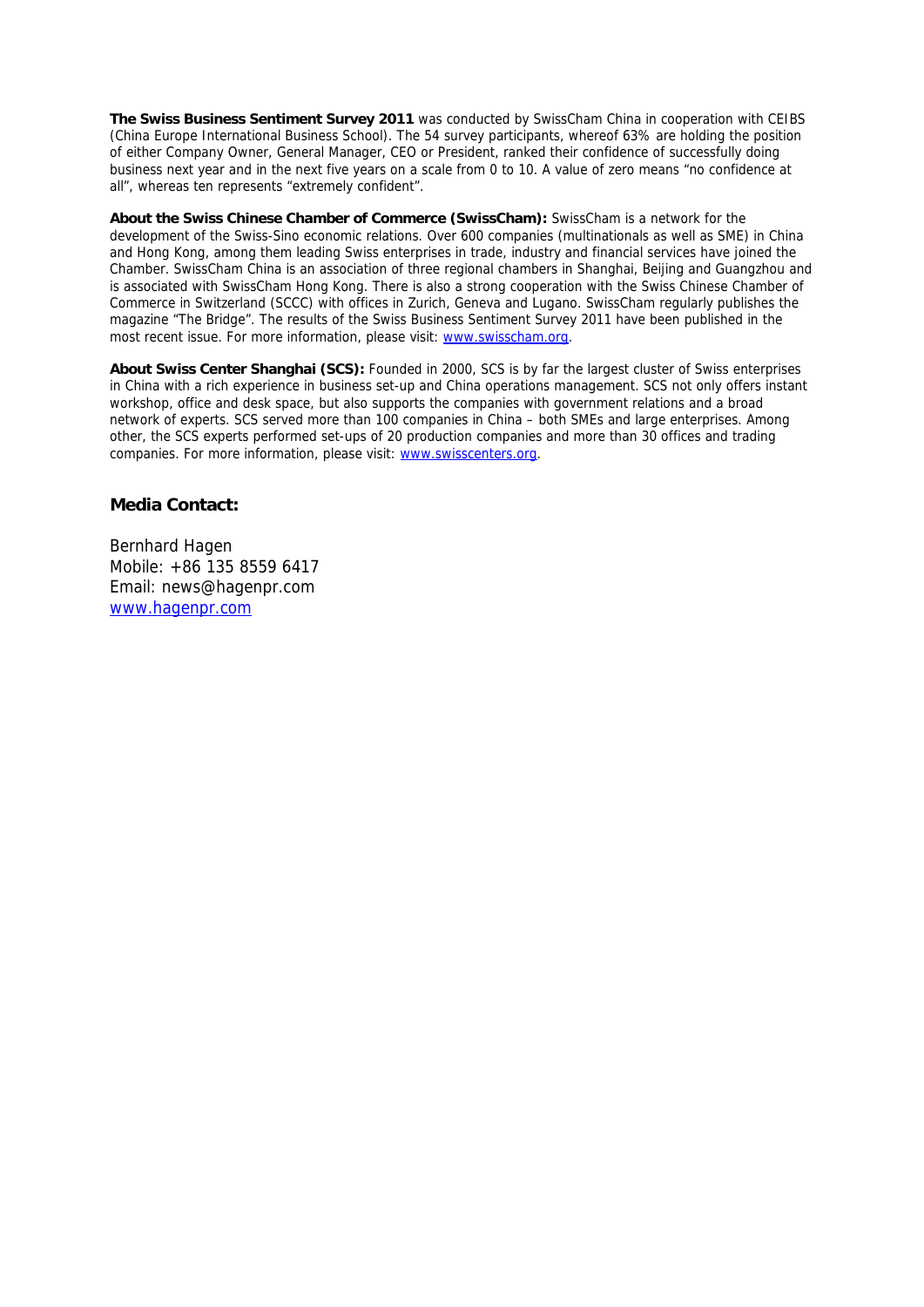**The Swiss Business Sentiment Survey 2011** was conducted by SwissCham China in cooperation with CEIBS (China Europe International Business School). The 54 survey participants, whereof 63% are holding the position of either Company Owner, General Manager, CEO or President, ranked their confidence of successfully doing business next year and in the next five years on a scale from 0 to 10. A value of zero means "no confidence at all", whereas ten represents "extremely confident".

**About the Swiss Chinese Chamber of Commerce (SwissCham):** SwissCham is a network for the development of the Swiss-Sino economic relations. Over 600 companies (multinationals as well as SME) in China and Hong Kong, among them leading Swiss enterprises in trade, industry and financial services have joined the Chamber. SwissCham China is an association of three regional chambers in Shanghai, Beijing and Guangzhou and is associated with SwissCham Hong Kong. There is also a strong cooperation with the Swiss Chinese Chamber of Commerce in Switzerland (SCCC) with offices in Zurich, Geneva and Lugano. SwissCham regularly publishes the magazine "The Bridge". The results of the Swiss Business Sentiment Survey 2011 have been published in the most recent issue. For more information, please visit: www.swisscham.org.

**About Swiss Center Shanghai (SCS):** Founded in 2000, SCS is by far the largest cluster of Swiss enterprises in China with a rich experience in business set-up and China operations management. SCS not only offers instant workshop, office and desk space, but also supports the companies with government relations and a broad network of experts. SCS served more than 100 companies in China – both SMEs and large enterprises. Among other, the SCS experts performed set-ups of 20 production companies and more than 30 offices and trading companies. For more information, please visit: www.swisscenters.org.

## Media Contact:

Bernhard Hagen
Mobile: +86 135 8559 6417
Email: news@hagenpr.com
www.hagenpr.com